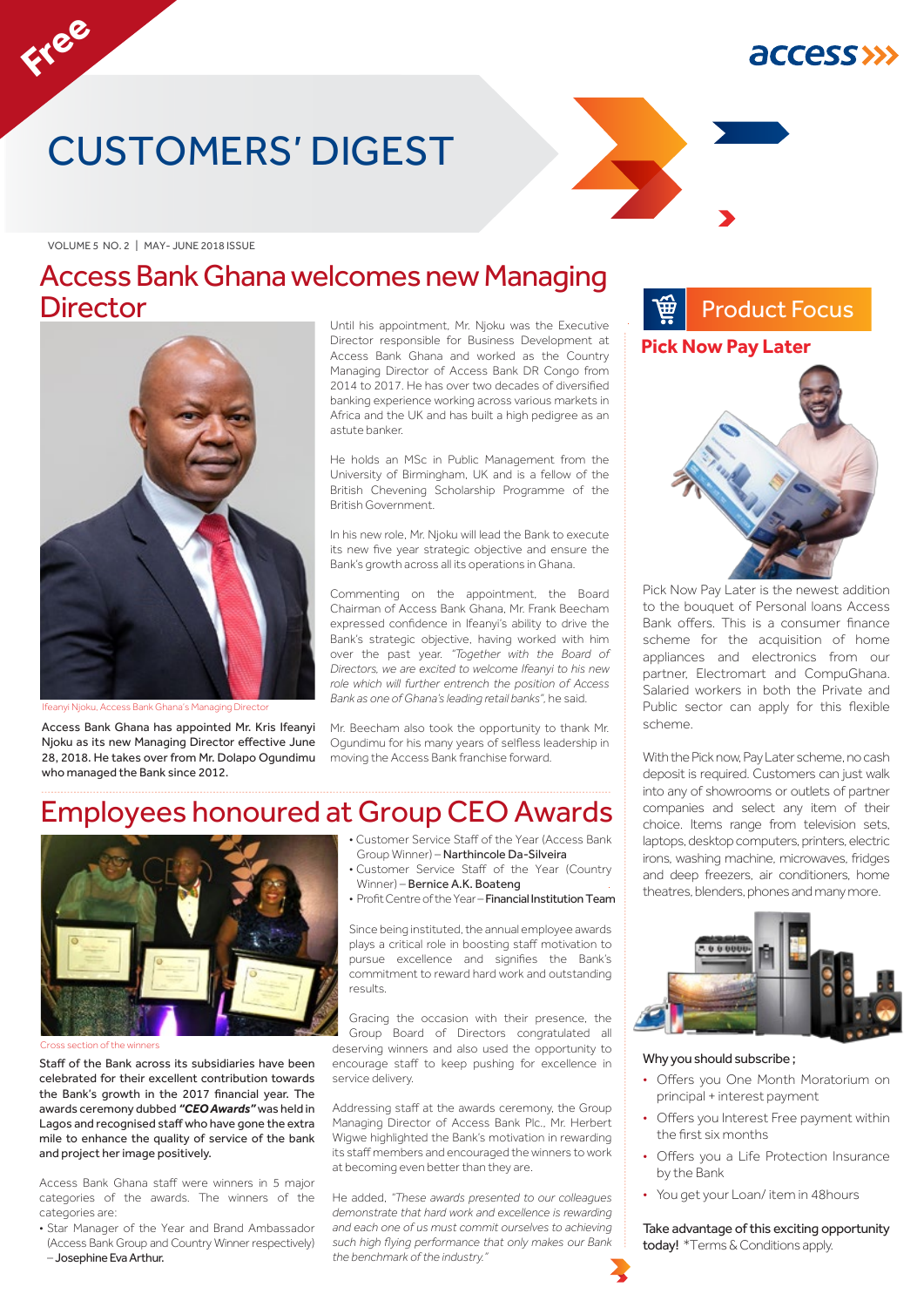Free

# CUSTOMERS' DIGEST

VOLUME 5 NO. 2 | MAY- JUNE 2018 ISSUE

## Access Bank Ghana welcomes new Managing Director

Ifeanyi Njoku, Access Bank Ghana's Managing Director

**Access Bank Ghana has appointed Mr. Kris Ifeanyi Njoku as its new Managing Director effective June 28, 2018. He takes over from Mr. Dolapo Ogundimu who managed the Bank since 2012.**

Until his appointment, Mr. Njoku was the Executive Director responsible for Business Development at Access Bank Ghana and worked as the Country Managing Director of Access Bank DR Congo from 2014 to 2017. He has over two decades of diversified banking experience working across various markets in Africa and the UK and has built a high pedigree as an astute banker.

He holds an MSc in Public Management from the University of Birmingham, UK and is a fellow of the British Chevening Scholarship Programme of the British Government.

In his new role, Mr. Njoku will lead the Bank to execute its new five year strategic objective and ensure the Bank's growth across all its operations in Ghana.

Commenting on the appointment, the Board Chairman of Access Bank Ghana, Mr. Frank Beecham expressed confidence in Ifeanyi's ability to drive the Bank's strategic objective, having worked with him over the past year. *"Together with the Board of Directors, we are excited to welcome Ifeanyi to his new role which will further entrench the position of Access Bank as one of Ghana's leading retail banks"*, he said.

Mr. Beecham also took the opportunity to thank Mr. Ogundimu for his many years of selfless leadership in moving the Access Bank franchise forward.

## Employees honoured at Group CEO Awards

Cross section of the winners

**Staff of the Bank across its subsidiaries have been celebrated for their excellent contribution towards the Bank's growth in the 2017 financial year. The awards ceremony dubbed *"CEO Awards"* was held in Lagos and recognised staff who have gone the extra mile to enhance the quality of service of the bank and project her image positively.**

Access Bank Ghana staff were winners in 5 major categories of the awards. The winners of the categories are:

- Star Manager of the Year and Brand Ambassador (Access Bank Group and Country Winner respectively) – Josephine Eva Arthur.
- Customer Service Staff of the Year (Access Bank Group Winner) – Narthincole Da-Silveira
- Customer Service Staff of the Year (Country Winner) – Bernice A.K. Boateng
- Profit Centre of the Year – Financial Institution Team

Since being instituted, the annual employee awards plays a critical role in boosting staff motivation to pursue excellence and signifies the Bank's commitment to reward hard work and outstanding results.

Gracing the occasion with their presence, the Group Board of Directors congratulated all deserving winners and also used the opportunity to encourage staff to keep pushing for excellence in service delivery.

Addressing staff at the awards ceremony, the Group Managing Director of Access Bank Plc., Mr. Herbert Wigwe highlighted the Bank's motivation in rewarding its staff members and encouraged the winners to work at becoming even better than they are.

He added, *"These awards presented to our colleagues demonstrate that hard work and excellence is rewarding and each one of us must commit ourselves to achieving such high flying performance that only makes our Bank the benchmark of the industry."*

## Product Focus

### Pick Now Pay Later

Pick Now Pay Later is the newest addition to the bouquet of Personal loans Access Bank offers. This is a consumer finance scheme for the acquisition of home appliances and electronics from our partner, Electromart and CompuGhana. Salaried workers in both the Private and Public sector can apply for this flexible scheme.

With the Pick now, Pay Later scheme, no cash deposit is required. Customers can just walk into any of showrooms or outlets of partner companies and select any item of their choice. Items range from television sets, laptops, desktop computers, printers, electric irons, washing machine, microwaves, fridges and deep freezers, air conditioners, home theatres, blenders, phones and many more.

Why you should subscribe ;

- Offers you One Month Moratorium on principal + interest payment
- Offers you Interest Free payment within the first six months
- Offers you a Life Protection Insurance by the Bank
- You get your Loan/ item in 48hours

Take advantage of this exciting opportunity today! *Terms & Conditions apply.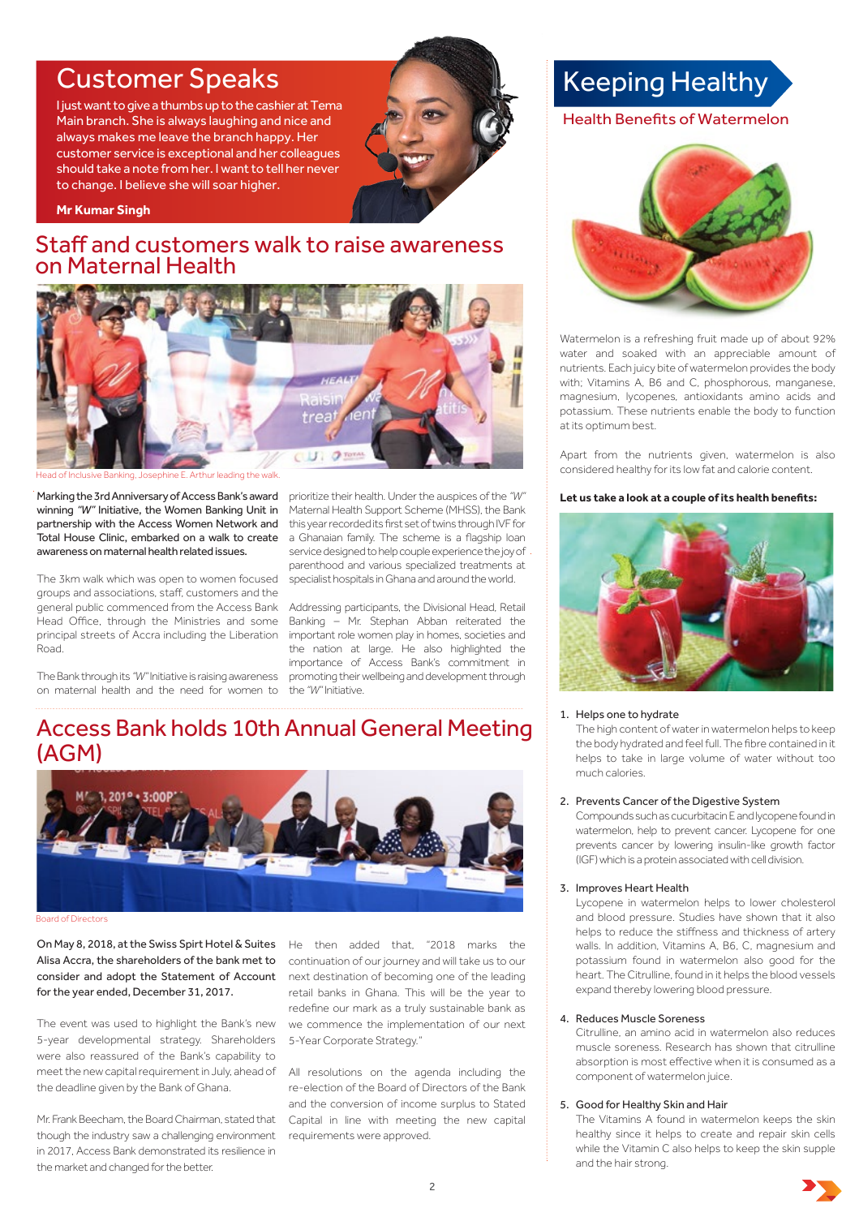## Customer Speaks

I just want to give a thumbs up to the cashier at Tema Main branch. She is always laughing and nice and always makes me leave the branch happy. Her customer service is exceptional and her colleagues should take a note from her. I want to tell her never to change. I believe she will soar higher.

**Mr Kumar Singh**

## Staff and customers walk to raise awareness on Maternal Health

Head of Inclusive Banking, Josephine E. Arthur leading the walk.

Marking the 3rd Anniversary of Access Bank's award winning *"W"* Initiative, the Women Banking Unit in partnership with the Access Women Network and Total House Clinic, embarked on a walk to create awareness on maternal health related issues.

The 3km walk which was open to women focused groups and associations, staff, customers and the general public commenced from the Access Bank Head Office, through the Ministries and some principal streets of Accra including the Liberation Road.

The Bank through its *"W"* Initiative is raising awareness on maternal health and the need for women to prioritize their health. Under the auspices of the *"W"* Maternal Health Support Scheme (MHSS), the Bank this year recorded its first set of twins through IVF for a Ghanaian family. The scheme is a flagship loan service designed to help couple experience the joy of parenthood and various specialized treatments at specialist hospitals in Ghana and around the world.

Addressing participants, the Divisional Head, Retail Banking – Mr. Stephan Abban reiterated the important role women play in homes, societies and the nation at large. He also highlighted the importance of Access Bank's commitment in promoting their wellbeing and development through the *"W"* Initiative.

## Access Bank holds 10th Annual General Meeting (AGM)

Board of Directors

On May 8, 2018, at the Swiss Spirt Hotel & Suites Alisa Accra, the shareholders of the bank met to consider and adopt the Statement of Account for the year ended, December 31, 2017.

The event was used to highlight the Bank's new 5-year developmental strategy. Shareholders were also reassured of the Bank's capability to meet the new capital requirement in July, ahead of the deadline given by the Bank of Ghana.

Mr. Frank Beecham, the Board Chairman, stated that though the industry saw a challenging environment in 2017, Access Bank demonstrated its resilience in the market and changed for the better.

He then added that, "2018 marks the continuation of our journey and will take us to our next destination of becoming one of the leading retail banks in Ghana. This will be the year to redefine our mark as a truly sustainable bank as we commence the implementation of our next 5-Year Corporate Strategy."

All resolutions on the agenda including the re-election of the Board of Directors of the Bank and the conversion of income surplus to Stated Capital in line with meeting the new capital requirements were approved.

## Keeping Healthy

### Health Benefits of Watermelon

Watermelon is a refreshing fruit made up of about 92% water and soaked with an appreciable amount of nutrients. Each juicy bite of watermelon provides the body with; Vitamins A, B6 and C, phosphorous, manganese, magnesium, lycopenes, antioxidants amino acids and potassium. These nutrients enable the body to function at its optimum best.

Apart from the nutrients given, watermelon is also considered healthy for its low fat and calorie content.

**Let us take a look at a couple of its health benefits:**

1. Helps one to hydrate
   The high content of water in watermelon helps to keep the body hydrated and feel full. The fibre contained in it helps to take in large volume of water without too much calories.

2. Prevents Cancer of the Digestive System
   Compounds such as cucurbitacin E and lycopene found in watermelon, help to prevent cancer. Lycopene for one prevents cancer by lowering insulin-like growth factor (IGF) which is a protein associated with cell division.

3. Improves Heart Health
   Lycopene in watermelon helps to lower cholesterol and blood pressure. Studies have shown that it also helps to reduce the stiffness and thickness of artery walls. In addition, Vitamins A, B6, C, magnesium and potassium found in watermelon also good for the heart. The Citrulline, found in it helps the blood vessels expand thereby lowering blood pressure.

4. Reduces Muscle Soreness
   Citrulline, an amino acid in watermelon also reduces muscle soreness. Research has shown that citrulline absorption is most effective when it is consumed as a component of watermelon juice.

5. Good for Healthy Skin and Hair
   The Vitamins A found in watermelon keeps the skin healthy since it helps to create and repair skin cells while the Vitamin C also helps to keep the skin supple and the hair strong.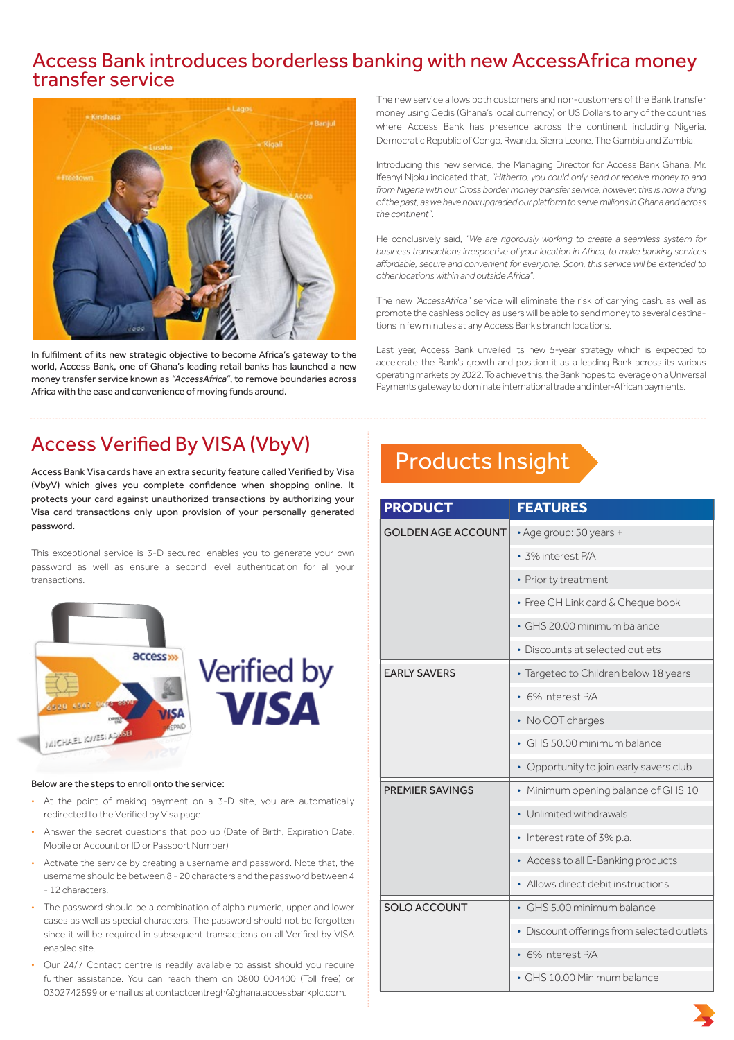# Access Bank introduces borderless banking with new AccessAfrica money transfer service

In fulfilment of its new strategic objective to become Africa's gateway to the world, Access Bank, one of Ghana's leading retail banks has launched a new money transfer service known as *"AccessAfrica"*, to remove boundaries across Africa with the ease and convenience of moving funds around.

The new service allows both customers and non-customers of the Bank transfer money using Cedis (Ghana's local currency) or US Dollars to any of the countries where Access Bank has presence across the continent including Nigeria, Democratic Republic of Congo, Rwanda, Sierra Leone, The Gambia and Zambia.

Introducing this new service, the Managing Director for Access Bank Ghana, Mr. Ifeanyi Njoku indicated that, *"Hitherto, you could only send or receive money to and from Nigeria with our Cross border money transfer service, however, this is now a thing of the past, as we have now upgraded our platform to serve millions in Ghana and across the continent"*.

He conclusively said, *"We are rigorously working to create a seamless system for business transactions irrespective of your location in Africa, to make banking services affordable, secure and convenient for everyone. Soon, this service will be extended to other locations within and outside Africa"*.

The new *"AccessAfrica"* service will eliminate the risk of carrying cash, as well as promote the cashless policy, as users will be able to send money to several destinations in few minutes at any Access Bank's branch locations.

Last year, Access Bank unveiled its new 5-year strategy which is expected to accelerate the Bank's growth and position it as a leading Bank across its various operating markets by 2022. To achieve this, the Bank hopes to leverage on a Universal Payments gateway to dominate international trade and inter-African payments.

## Access Verified By VISA (VbyV)

Access Bank Visa cards have an extra security feature called Verified by Visa (VbyV) which gives you complete confidence when shopping online. It protects your card against unauthorized transactions by authorizing your Visa card transactions only upon provision of your personally generated password.

This exceptional service is 3-D secured, enables you to generate your own password as well as ensure a second level authentication for all your transactions.

Below are the steps to enroll onto the service:

- At the point of making payment on a 3-D site, you are automatically redirected to the Verified by Visa page.
- Answer the secret questions that pop up (Date of Birth, Expiration Date, Mobile or Account or ID or Passport Number)
- Activate the service by creating a username and password. Note that, the username should be between 8 - 20 characters and the password between 4 - 12 characters.
- The password should be a combination of alpha numeric, upper and lower cases as well as special characters. The password should not be forgotten since it will be required in subsequent transactions on all Verified by VISA enabled site.
- Our 24/7 Contact centre is readily available to assist should you require further assistance. You can reach them on 0800 004400 (Toll free) or 0302742699 or email us at contactcentregh@ghana.accessbankplc.com.

## Products Insight

| PRODUCT | FEATURES |
|---|---|
| GOLDEN AGE ACCOUNT | • Age group: 50 years + |
| | • 3% interest P/A |
| | • Priority treatment |
| | • Free GH Link card & Cheque book |
| | • GHS 20.00 minimum balance |
| | • Discounts at selected outlets |
| EARLY SAVERS | • Targeted to Children below 18 years |
| | • 6% interest P/A |
| | • No COT charges |
| | • GHS 50.00 minimum balance |
| | • Opportunity to join early savers club |
| PREMIER SAVINGS | • Minimum opening balance of GHS 10 |
| | • Unlimited withdrawals |
| | • Interest rate of 3% p.a. |
| | • Access to all E-Banking products |
| | • Allows direct debit instructions |
| SOLO ACCOUNT | • GHS 5.00 minimum balance |
| | • Discount offerings from selected outlets |
| | • 6% interest P/A |
| | • GHS 10.00 Minimum balance |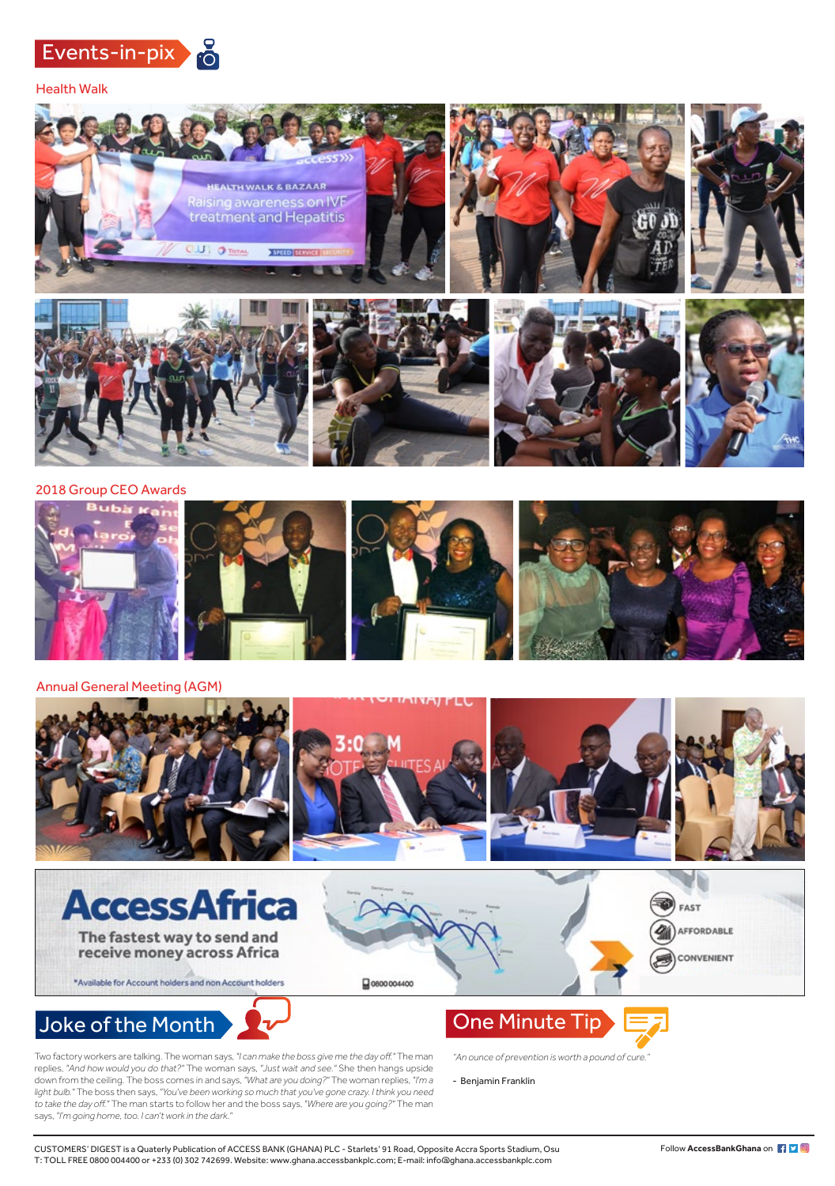# Events-in-pix

## Health Walk

## 2018 Group CEO Awards

## Annual General Meeting (AGM)

**AccessAfrica**

The fastest way to send and receive money across Africa

*Available for Account holders and non Account holders

0800004400

FAST

AFFORDABLE

CONVENIENT

## Joke of the Month

Two factory workers are talking. The woman says, *"I can make the boss give me the day off."* The man replies, *"And how would you do that?"* The woman says, *"Just wait and see."* She then hangs upside down from the ceiling. The boss comes in and says, *"What are you doing?"* The woman replies, *"I'm a light bulb."* The boss then says, *"You've been working so much that you've gone crazy. I think you need to take the day off."* The man starts to follow her and the boss says, *"Where are you going?"* The man says, *"I'm going home, too. I can't work in the dark."*

## One Minute Tip

*"An ounce of prevention is worth a pound of cure."*

- Benjamin Franklin

CUSTOMERS' DIGEST is a Quaterly Publication of ACCESS BANK (GHANA) PLC - Starlets' 91 Road, Opposite Accra Sports Stadium, Osu
T: TOLL FREE 0800 004400 or +233 (0) 302 742699. Website: www.ghana.accessbankplc.com; E-mail: info@ghana.accessbankplc.com

Follow **AccessBankGhana** on